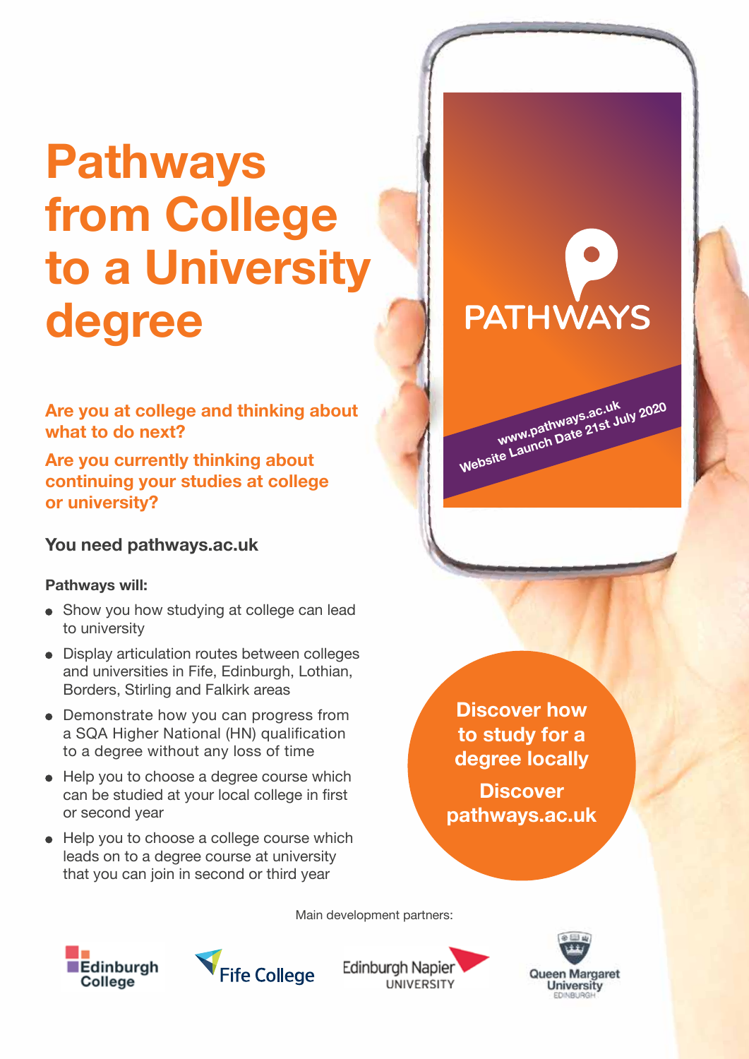# Pathways from College to a University degree

**Are you at college and thinking about what to do next?**

**Are you currently thinking about continuing your studies at college or university?**

### You need pathways.ac.uk

**Pathways will:**

- Show you how studying at college can lead to university
- Display articulation routes between colleges and universities in Fife, Edinburgh, Lothian, Borders, Stirling and Falkirk areas
- Demonstrate how you can progress from a SQA Higher National (HN) qualification to a degree without any loss of time
- Help you to choose a degree course which can be studied at your local college in first or second year
- Help you to choose a college course which leads on to a degree course at university that you can join in second or third year

PATHWAYS

www.pathways.ac.uk
Website Launch Date 21st July 2020

**Discover how to study for a degree locally**

**Discover pathways.ac.uk**

Main development partners:

Edinburgh College | Fife College | Edinburgh Napier University | Queen Margaret University Edinburgh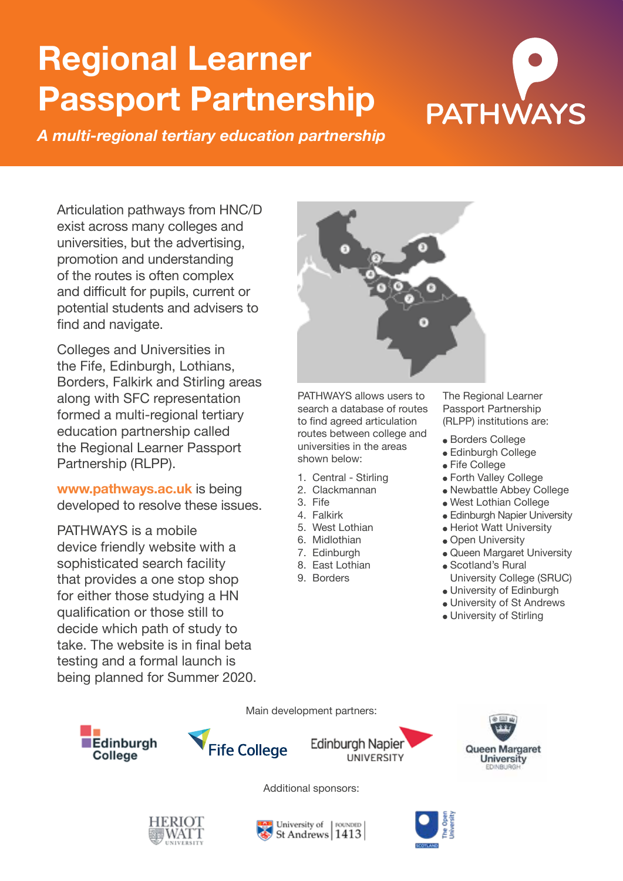# Regional Learner Passport Partnership

PATHWAYS

*A multi-regional tertiary education partnership*

Articulation pathways from HNC/D exist across many colleges and universities, but the advertising, promotion and understanding of the routes is often complex and difficult for pupils, current or potential students and advisers to find and navigate.

Colleges and Universities in the Fife, Edinburgh, Lothians, Borders, Falkirk and Stirling areas along with SFC representation formed a multi-regional tertiary education partnership called the Regional Learner Passport Partnership (RLPP).

**www.pathways.ac.uk** is being developed to resolve these issues.

PATHWAYS is a mobile device friendly website with a sophisticated search facility that provides a one stop shop for either those studying a HN qualification or those still to decide which path of study to take. The website is in final beta testing and a formal launch is being planned for Summer 2020.

PATHWAYS allows users to search a database of routes to find agreed articulation routes between college and universities in the areas shown below:

1. Central - Stirling
2. Clackmannan
3. Fife
4. Falkirk
5. West Lothian
6. Midlothian
7. Edinburgh
8. East Lothian
9. Borders

The Regional Learner Passport Partnership (RLPP) institutions are:

- Borders College
- Edinburgh College
- Fife College
- Forth Valley College
- Newbattle Abbey College
- West Lothian College
- Edinburgh Napier University
- Heriot Watt University
- Open University
- Queen Margaret University
- Scotland's Rural University College (SRUC)
- University of Edinburgh
- University of St Andrews
- University of Stirling

Main development partners:

Edinburgh College | Fife College | Edinburgh Napier University | Queen Margaret University Edinburgh

Additional sponsors:

Heriot Watt University | University of St Andrews Founded 1413 | The Open University Scotland